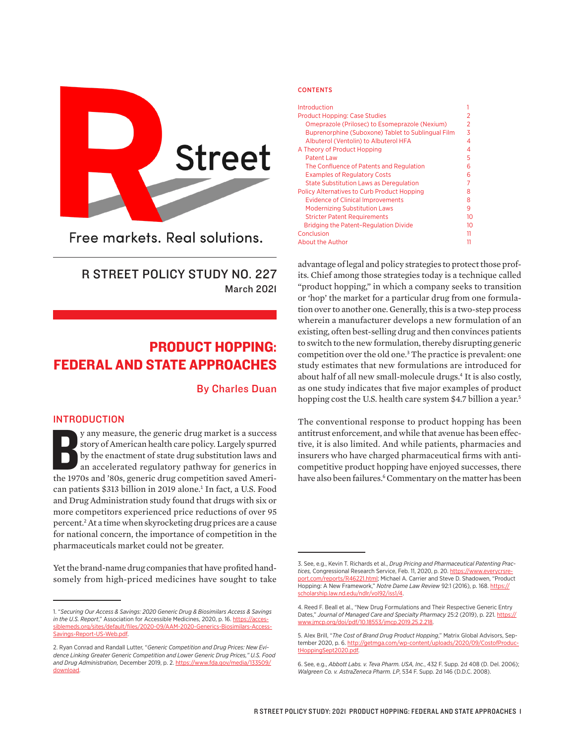R Street

Free markets. Real solutions.

R STREET POLICY STUDY NO. 227
March 2021

# PRODUCT HOPPING: FEDERAL AND STATE APPROACHES

By Charles Duan

## CONTENTS

| | |
|---|---|
| Introduction | 1 |
| Product Hopping: Case Studies | 2 |
| Omeprazole (Prilosec) to Esomeprazole (Nexium) | 2 |
| Buprenorphine (Suboxone) Tablet to Sublingual Film | 3 |
| Albuterol (Ventolin) to Albuterol HFA | 4 |
| A Theory of Product Hopping | 4 |
| Patent Law | 5 |
| The Confluence of Patents and Regulation | 6 |
| Examples of Regulatory Costs | 6 |
| State Substitution Laws as Deregulation | 7 |
| Policy Alternatives to Curb Product Hopping | 8 |
| Evidence of Clinical Improvements | 8 |
| Modernizing Substitution Laws | 9 |
| Stricter Patent Requirements | 10 |
| Bridging the Patent-Regulation Divide | 10 |
| Conclusion | 11 |
| About the Author | 11 |

## INTRODUCTION

By any measure, the generic drug market is a success story of American health care policy. Largely spurred by the enactment of state drug substitution laws and an accelerated regulatory pathway for generics in the 1970s and '80s, generic drug competition saved American patients $313 billion in 2019 alone.[1] In fact, a U.S. Food and Drug Administration study found that drugs with six or more competitors experienced price reductions of over 95 percent.[2] At a time when skyrocketing drug prices are a cause for national concern, the importance of competition in the pharmaceuticals market could not be greater.

Yet the brand-name drug companies that have profited handsomely from high-priced medicines have sought to take advantage of legal and policy strategies to protect those profits. Chief among those strategies today is a technique called "product hopping," in which a company seeks to transition or 'hop' the market for a particular drug from one formulation over to another one. Generally, this is a two-step process wherein a manufacturer develops a new formulation of an existing, often best-selling drug and then convinces patients to switch to the new formulation, thereby disrupting generic competition over the old one.[3] The practice is prevalent: one study estimates that new formulations are introduced for about half of all new small-molecule drugs.[4] It is also costly, as one study indicates that five major examples of product hopping cost the U.S. health care system $4.7 billion a year.[5]

The conventional response to product hopping has been antitrust enforcement, and while that avenue has been effective, it is also limited. And while patients, pharmacies and insurers who have charged pharmaceutical firms with anticompetitive product hopping have enjoyed successes, there have also been failures.[6] Commentary on the matter has been

---

1. "*Securing Our Access & Savings: 2020 Generic Drug & Biosimilars Access & Savings in the U.S. Report*," Association for Accessible Medicines, 2020, p. 16. https://accessiblemeds.org/sites/default/files/2020-09/AAM-2020-Generics-Biosimilars-Access-Savings-Report-US-Web.pdf.

2. Ryan Conrad and Randall Lutter, "*Generic Competition and Drug Prices: New Evidence Linking Greater Generic Competition and Lower Generic Drug Prices*," U.S. Food and Drug Administration, December 2019, p. 2. https://www.fda.gov/media/133509/download.

3. See, e.g., Kevin T. Richards et al., *Drug Pricing and Pharmaceutical Patenting Practices*, Congressional Research Service, Feb. 11, 2020, p. 20. https://www.everycrsreport.com/reports/R46221.html; Michael A. Carrier and Steve D. Shadowen, "Product Hopping: A New Framework," *Notre Dame Law Review* 92:1 (2016), p. 168. https://scholarship.law.nd.edu/ndlr/vol92/iss1/4.

4. Reed F. Beall et al., "New Drug Formulations and Their Respective Generic Entry Dates," *Journal of Managed Care and Specialty Pharmacy* 25:2 (2019), p. 221. https://www.jmcp.org/doi/pdf/10.18553/jmcp.2019.25.2.218.

5. Alex Brill, "*The Cost of Brand Drug Product Hopping*," Matrix Global Advisors, September 2020, p. 6. http://getmga.com/wp-content/uploads/2020/09/CostofProductHoppingSept2020.pdf.

6. See, e.g., *Abbott Labs. v. Teva Pharm. USA, Inc.*, 432 F. Supp. 2d 408 (D. Del. 2006); *Walgreen Co. v. AstraZeneca Pharm. LP*, 534 F. Supp. 2d 146 (D.D.C. 2008).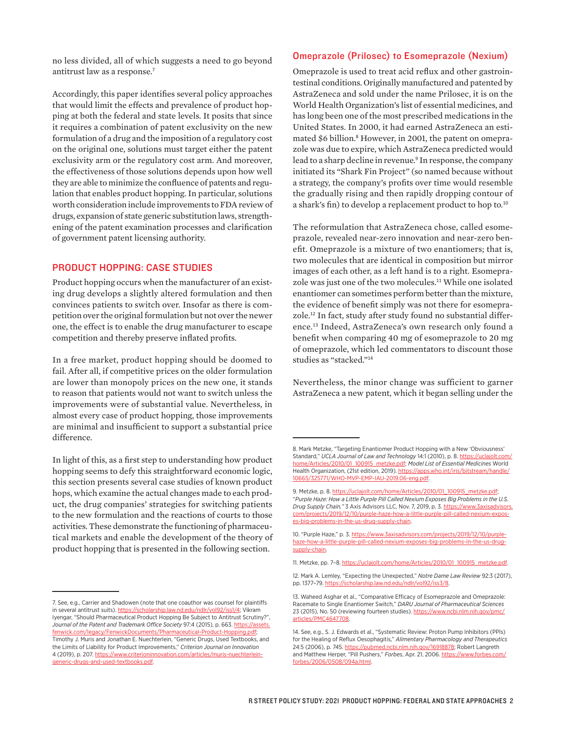no less divided, all of which suggests a need to go beyond antitrust law as a response.[7]

Accordingly, this paper identifies several policy approaches that would limit the effects and prevalence of product hopping at both the federal and state levels. It posits that since it requires a combination of patent exclusivity on the new formulation of a drug and the imposition of a regulatory cost on the original one, solutions must target either the patent exclusivity arm or the regulatory cost arm. And moreover, the effectiveness of those solutions depends upon how well they are able to minimize the confluence of patents and regulation that enables product hopping. In particular, solutions worth consideration include improvements to FDA review of drugs, expansion of state generic substitution laws, strengthening of the patent examination processes and clarification of government patent licensing authority.

## PRODUCT HOPPING: CASE STUDIES

Product hopping occurs when the manufacturer of an existing drug develops a slightly altered formulation and then convinces patients to switch over. Insofar as there is competition over the original formulation but not over the newer one, the effect is to enable the drug manufacturer to escape competition and thereby preserve inflated profits.

In a free market, product hopping should be doomed to fail. After all, if competitive prices on the older formulation are lower than monopoly prices on the new one, it stands to reason that patients would not want to switch unless the improvements were of substantial value. Nevertheless, in almost every case of product hopping, those improvements are minimal and insufficient to support a substantial price difference.

In light of this, as a first step to understanding how product hopping seems to defy this straightforward economic logic, this section presents several case studies of known product hops, which examine the actual changes made to each product, the drug companies' strategies for switching patients to the new formulation and the reactions of courts to those activities. These demonstrate the functioning of pharmaceutical markets and enable the development of the theory of product hopping that is presented in the following section.

### Omeprazole (Prilosec) to Esomeprazole (Nexium)

Omeprazole is used to treat acid reflux and other gastrointestinal conditions. Originally manufactured and patented by AstraZeneca and sold under the name Prilosec, it is on the World Health Organization's list of essential medicines, and has long been one of the most prescribed medications in the United States. In 2000, it had earned AstraZeneca an estimated $6 billion.[8] However, in 2001, the patent on omeprazole was due to expire, which AstraZeneca predicted would lead to a sharp decline in revenue.[9] In response, the company initiated its "Shark Fin Project" (so named because without a strategy, the company's profits over time would resemble the gradually rising and then rapidly dropping contour of a shark's fin) to develop a replacement product to hop to.[10]

The reformulation that AstraZeneca chose, called esomeprazole, revealed near-zero innovation and near-zero benefit. Omeprazole is a mixture of two enantiomers; that is, two molecules that are identical in composition but mirror images of each other, as a left hand is to a right. Esomeprazole was just one of the two molecules.[11] While one isolated enantiomer can sometimes perform better than the mixture, the evidence of benefit simply was not there for esomeprazole.[12] In fact, study after study found no substantial difference.[13] Indeed, AstraZeneca's own research only found a benefit when comparing 40 mg of esomeprazole to 20 mg of omeprazole, which led commentators to discount those studies as "stacked."[14]

Nevertheless, the minor change was sufficient to garner AstraZeneca a new patent, which it began selling under the

---

7. See, e.g., Carrier and Shadowen (note that one coauthor was counsel for plaintiffs in several antitrust suits). https://scholarship.law.nd.edu/ndlr/vol92/iss1/4; Vikram Iyengar, "Should Pharmaceutical Product Hopping Be Subject to Antitrust Scrutiny?", *Journal of the Patent and Trademark Office Society* 97:4 (2015), p. 663. https://assets.fenwick.com/legacy/FenwickDocuments/Pharmaceutical-Product-Hopping.pdf; Timothy J. Muris and Jonathan E. Nuechterlein, "Generic Drugs, Used Textbooks, and the Limits of Liability for Product Improvements," *Criterion Journal on Innovation* 4 (2019), p. 207. https://www.criterioninnovation.com/articles/muris-nuechterlein-generic-drugs-and-used-textbooks.pdf.

8. Mark Metzke, "Targeting Enantiomer Product Hopping with a New 'Obviousness' Standard," *UCLA Journal of Law and Technology* 14:1 (2010), p. 8. https://uclajolt.com/home/Articles/2010/01_100915_metzke.pdf; *Model List of Essential Medicines* World Health Organization, (21st edition, 2019). https://apps.who.int/iris/bitstream/handle/10665/325771/WHO-MVP-EMP-IAU-2019.06-eng.pdf.

9. Metzke, p. 8. https://uclajolt.com/home/Articles/2010/01_100915_metzke.pdf; "*Purple Haze: How a Little Purple Pill Called Nexium Exposes Big Problems in the U.S. Drug Supply Chain,*" 3 Axis Advisors LLC, Nov. 7, 2019, p. 3. https://www.3axisadvisors.com/projects/2019/12/10/purple-haze-how-a-little-purple-pill-called-nexium-exposes-big-problems-in-the-us-drug-supply-chain.

10. "Purple Haze," p. 3. https://www.3axisadvisors.com/projects/2019/12/10/purple-haze-how-a-little-purple-pill-called-nexium-exposes-big-problems-in-the-us-drug-supply-chain.

11. Metzke, pp. 7–8. https://uclajolt.com/home/Articles/2010/01_100915_metzke.pdf.

12. Mark A. Lemley, "Expecting the Unexpected," *Notre Dame Law Review* 92:3 (2017), pp. 1377–79. https://scholarship.law.nd.edu/ndlr/vol92/iss3/8.

13. Waheed Asghar et al., "Comparative Efficacy of Esomeprazole and Omeprazole: Racemate to Single Enantiomer Switch," *DARU Journal of Pharmaceutical Sciences* 23 (2015), No. 50 (reviewing fourteen studies). https://www.ncbi.nlm.nih.gov/pmc/articles/PMC4647708.

14. See, e.g., S. J. Edwards et al., "Systematic Review: Proton Pump Inhibitors (PPIs) for the Healing of Reflux Oesophagitis," *Alimentary Pharmacology and Therapeutics* 24:5 (2006), p. 745. https://pubmed.ncbi.nlm.nih.gov/16918878; Robert Langreth and Matthew Herper, "Pill Pushers," *Forbes*, Apr. 21, 2006. https://www.forbes.com/forbes/2006/0508/094a.html.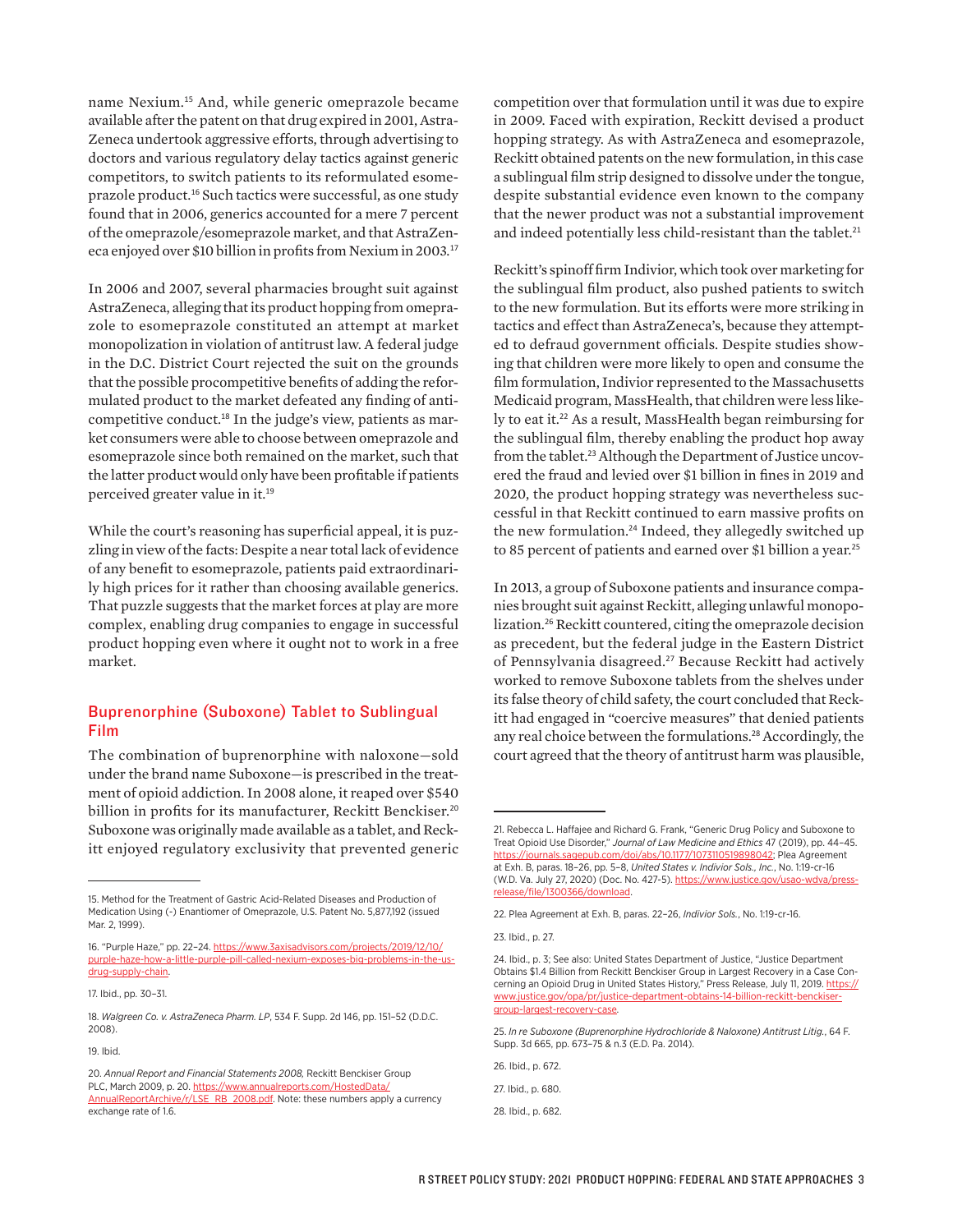name Nexium.[15] And, while generic omeprazole became available after the patent on that drug expired in 2001, AstraZeneca undertook aggressive efforts, through advertising to doctors and various regulatory delay tactics against generic competitors, to switch patients to its reformulated esomeprazole product.[16] Such tactics were successful, as one study found that in 2006, generics accounted for a mere 7 percent of the omeprazole/esomeprazole market, and that AstraZeneca enjoyed over $10 billion in profits from Nexium in 2003.[17]

In 2006 and 2007, several pharmacies brought suit against AstraZeneca, alleging that its product hopping from omeprazole to esomeprazole constituted an attempt at market monopolization in violation of antitrust law. A federal judge in the D.C. District Court rejected the suit on the grounds that the possible procompetitive benefits of adding the reformulated product to the market defeated any finding of anticompetitive conduct.[18] In the judge's view, patients as market consumers were able to choose between omeprazole and esomeprazole since both remained on the market, such that the latter product would only have been profitable if patients perceived greater value in it.[19]

While the court's reasoning has superficial appeal, it is puzzling in view of the facts: Despite a near total lack of evidence of any benefit to esomeprazole, patients paid extraordinarily high prices for it rather than choosing available generics. That puzzle suggests that the market forces at play are more complex, enabling drug companies to engage in successful product hopping even where it ought not to work in a free market.

## Buprenorphine (Suboxone) Tablet to Sublingual Film

The combination of buprenorphine with naloxone—sold under the brand name Suboxone—is prescribed in the treatment of opioid addiction. In 2008 alone, it reaped over $540 billion in profits for its manufacturer, Reckitt Benckiser.[20] Suboxone was originally made available as a tablet, and Reckitt enjoyed regulatory exclusivity that prevented generic competition over that formulation until it was due to expire in 2009. Faced with expiration, Reckitt devised a product hopping strategy. As with AstraZeneca and esomeprazole, Reckitt obtained patents on the new formulation, in this case a sublingual film strip designed to dissolve under the tongue, despite substantial evidence even known to the company that the newer product was not a substantial improvement and indeed potentially less child-resistant than the tablet.[21]

Reckitt's spinoff firm Indivior, which took over marketing for the sublingual film product, also pushed patients to switch to the new formulation. But its efforts were more striking in tactics and effect than AstraZeneca's, because they attempted to defraud government officials. Despite studies showing that children were more likely to open and consume the film formulation, Indivior represented to the Massachusetts Medicaid program, MassHealth, that children were less likely to eat it.[22] As a result, MassHealth began reimbursing for the sublingual film, thereby enabling the product hop away from the tablet.[23] Although the Department of Justice uncovered the fraud and levied over $1 billion in fines in 2019 and 2020, the product hopping strategy was nevertheless successful in that Reckitt continued to earn massive profits on the new formulation.[24] Indeed, they allegedly switched up to 85 percent of patients and earned over $1 billion a year.[25]

In 2013, a group of Suboxone patients and insurance companies brought suit against Reckitt, alleging unlawful monopolization.[26] Reckitt countered, citing the omeprazole decision as precedent, but the federal judge in the Eastern District of Pennsylvania disagreed.[27] Because Reckitt had actively worked to remove Suboxone tablets from the shelves under its false theory of child safety, the court concluded that Reckitt had engaged in "coercive measures" that denied patients any real choice between the formulations.[28] Accordingly, the court agreed that the theory of antitrust harm was plausible,

---

15. Method for the Treatment of Gastric Acid-Related Diseases and Production of Medication Using (-) Enantiomer of Omeprazole, U.S. Patent No. 5,877,192 (issued Mar. 2, 1999).

16. "Purple Haze," pp. 22–24. https://www.3axisadvisors.com/projects/2019/12/10/purple-haze-how-a-little-purple-pill-called-nexium-exposes-big-problems-in-the-us-drug-supply-chain.

17. Ibid., pp. 30–31.

18. *Walgreen Co. v. AstraZeneca Pharm. LP*, 534 F. Supp. 2d 146, pp. 151–52 (D.D.C. 2008).

19. Ibid.

20. *Annual Report and Financial Statements 2008,* Reckitt Benckiser Group PLC, March 2009, p. 20. https://www.annualreports.com/HostedData/AnnualReportArchive/r/LSE_RB_2008.pdf. Note: these numbers apply a currency exchange rate of 1.6.

21. Rebecca L. Haffajee and Richard G. Frank, "Generic Drug Policy and Suboxone to Treat Opioid Use Disorder," *Journal of Law Medicine and Ethics* 47 (2019), pp. 44–45. https://journals.sagepub.com/doi/abs/10.1177/1073110519898042; Plea Agreement at Exh. B, paras. 18–26, pp. 5–8, *United States v. Indivior Sols., Inc.*, No. 1:19-cr-16 (W.D. Va. July 27, 2020) (Doc. No. 427-5). https://www.justice.gov/usao-wdva/press-release/file/1300366/download.

22. Plea Agreement at Exh. B, paras. 22–26, *Indivior Sols.*, No. 1:19-cr-16.

23. Ibid., p. 27.

24. Ibid., p. 3; See also: United States Department of Justice, "Justice Department Obtains $1.4 Billion from Reckitt Benckiser Group in Largest Recovery in a Case Concerning an Opioid Drug in United States History," Press Release, July 11, 2019. https://www.justice.gov/opa/pr/justice-department-obtains-14-billion-reckitt-benckiser-group-largest-recovery-case.

25. *In re Suboxone (Buprenorphine Hydrochloride & Naloxone) Antitrust Litig.*, 64 F. Supp. 3d 665, pp. 673–75 & n.3 (E.D. Pa. 2014).

26. Ibid., p. 672.

27. Ibid., p. 680.

28. Ibid., p. 682.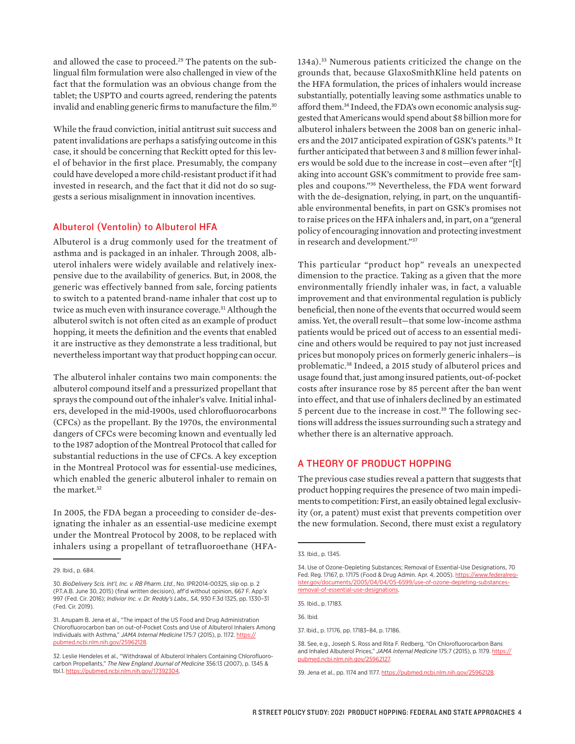and allowed the case to proceed.[29] The patents on the sublingual film formulation were also challenged in view of the fact that the formulation was an obvious change from the tablet; the USPTO and courts agreed, rendering the patents invalid and enabling generic firms to manufacture the film.[30]

While the fraud conviction, initial antitrust suit success and patent invalidations are perhaps a satisfying outcome in this case, it should be concerning that Reckitt opted for this level of behavior in the first place. Presumably, the company could have developed a more child-resistant product if it had invested in research, and the fact that it did not do so suggests a serious misalignment in innovation incentives.

### Albuterol (Ventolin) to Albuterol HFA

Albuterol is a drug commonly used for the treatment of asthma and is packaged in an inhaler. Through 2008, albuterol inhalers were widely available and relatively inexpensive due to the availability of generics. But, in 2008, the generic was effectively banned from sale, forcing patients to switch to a patented brand-name inhaler that cost up to twice as much even with insurance coverage.[31] Although the albuterol switch is not often cited as an example of product hopping, it meets the definition and the events that enabled it are instructive as they demonstrate a less traditional, but nevertheless important way that product hopping can occur.

The albuterol inhaler contains two main components: the albuterol compound itself and a pressurized propellant that sprays the compound out of the inhaler's valve. Initial inhalers, developed in the mid-1900s, used chlorofluorocarbons (CFCs) as the propellant. By the 1970s, the environmental dangers of CFCs were becoming known and eventually led to the 1987 adoption of the Montreal Protocol that called for substantial reductions in the use of CFCs. A key exception in the Montreal Protocol was for essential-use medicines, which enabled the generic albuterol inhaler to remain on the market.[32]

In 2005, the FDA began a proceeding to consider de-designating the inhaler as an essential-use medicine exempt under the Montreal Protocol by 2008, to be replaced with inhalers using a propellant of tetrafluoroethane (HFA-134a).[33] Numerous patients criticized the change on the grounds that, because GlaxoSmithKline held patents on the HFA formulation, the prices of inhalers would increase substantially, potentially leaving some asthmatics unable to afford them.[34] Indeed, the FDA's own economic analysis suggested that Americans would spend about $8 billion more for albuterol inhalers between the 2008 ban on generic inhalers and the 2017 anticipated expiration of GSK's patents.[35] It further anticipated that between 3 and 8 million fewer inhalers would be sold due to the increase in cost—even after "[t]aking into account GSK's commitment to provide free samples and coupons."[36] Nevertheless, the FDA went forward with the de-designation, relying, in part, on the unquantifiable environmental benefits, in part on GSK's promises not to raise prices on the HFA inhalers and, in part, on a "general policy of encouraging innovation and protecting investment in research and development."[37]

This particular "product hop" reveals an unexpected dimension to the practice. Taking as a given that the more environmentally friendly inhaler was, in fact, a valuable improvement and that environmental regulation is publicly beneficial, then none of the events that occurred would seem amiss. Yet, the overall result—that some low-income asthma patients would be priced out of access to an essential medicine and others would be required to pay not just increased prices but monopoly prices on formerly generic inhalers—is problematic.[38] Indeed, a 2015 study of albuterol prices and usage found that, just among insured patients, out-of-pocket costs after insurance rose by 85 percent after the ban went into effect, and that use of inhalers declined by an estimated 5 percent due to the increase in cost.[39] The following sections will address the issues surrounding such a strategy and whether there is an alternative approach.

## A THEORY OF PRODUCT HOPPING

The previous case studies reveal a pattern that suggests that product hopping requires the presence of two main impediments to competition: First, an easily obtained legal exclusivity (or, a patent) must exist that prevents competition over the new formulation. Second, there must exist a regulatory

---

29. Ibid., p. 684.

30. *BioDelivery Scis. Int'l, Inc. v. RB Pharm. Ltd.*, No. IPR2014-00325, slip op. p. 2 (P.T.A.B. June 30, 2015) (final written decision), aff'd without opinion, 667 F. App'x 997 (Fed. Cir. 2016); *Indivior Inc. v. Dr. Reddy's Labs., SA*, 930 F.3d 1325, pp. 1330–31 (Fed. Cir. 2019).

31. Anupam B. Jena et al., "The impact of the US Food and Drug Administration Chlorofluorocarbon ban on out-of-Pocket Costs and Use of Albuterol Inhalers Among Individuals with Asthma," *JAMA Internal Medicine* 175:7 (2015), p. 1172. https://pubmed.ncbi.nlm.nih.gov/25962128.

32. Leslie Hendeles et al., "Withdrawal of Albuterol Inhalers Containing Chlorofluorocarbon Propellants," *The New England Journal of Medicine* 356:13 (2007), p. 1345 & tbl.1. https://pubmed.ncbi.nlm.nih.gov/17392304.

33. Ibid., p. 1345.

34. Use of Ozone-Depleting Substances; Removal of Essential-Use Designations, 70 Fed. Reg. 17167, p. 17175 (Food & Drug Admin. Apr. 4, 2005). https://www.federalregister.gov/documents/2005/04/04/05-6599/use-of-ozone-depleting-substances-removal-of-essential-use-designations.

35. Ibid., p. 17183.

36. Ibid.

37. Ibid., p. 17176, pp. 17183–84, p. 17186.

38. See, e.g., Joseph S. Ross and Rita F. Redberg, "On Chlorofluorocarbon Bans and Inhaled Albuterol Prices," *JAMA Internal Medicine* 175:7 (2015), p. 1179. https://pubmed.ncbi.nlm.nih.gov/25962127.

39. Jena et al., pp. 1174 and 1177. https://pubmed.ncbi.nlm.nih.gov/25962128.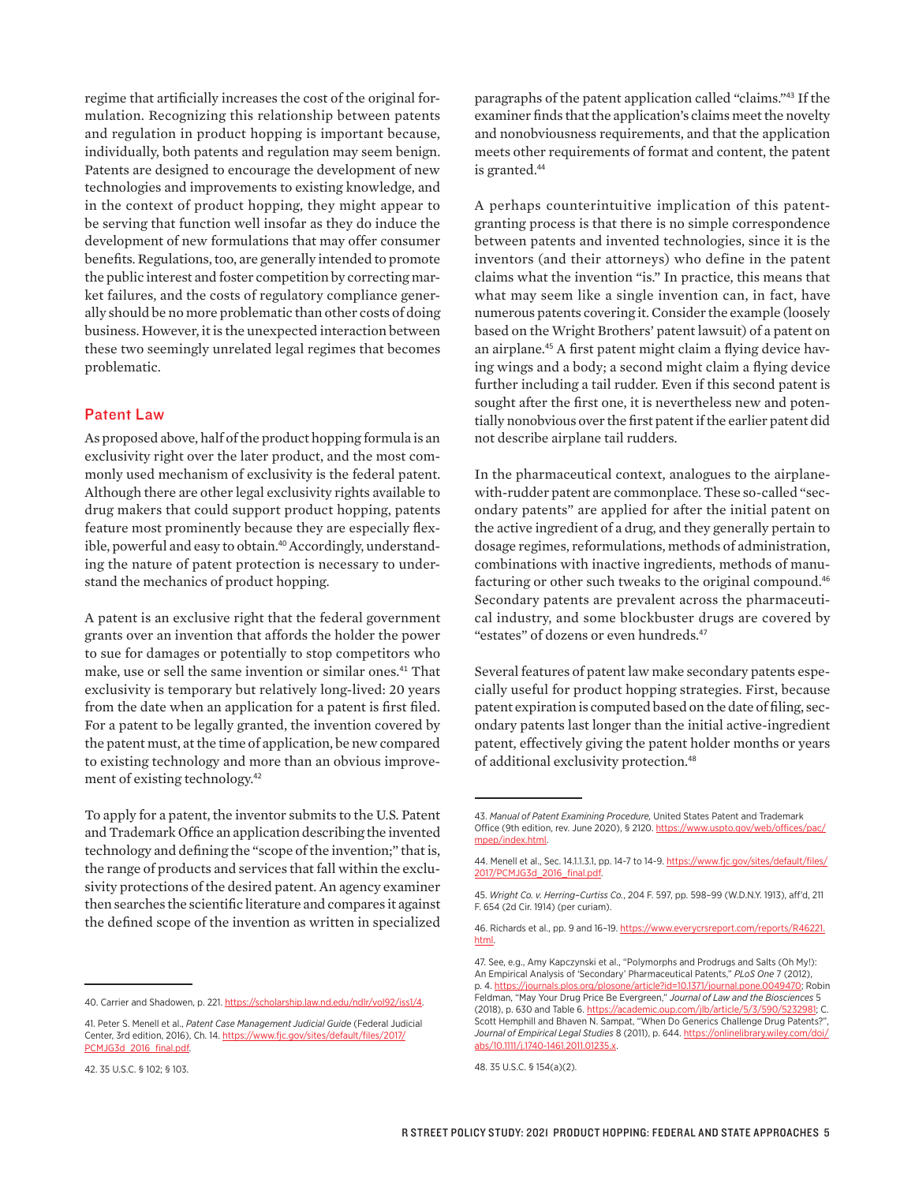regime that artificially increases the cost of the original formulation. Recognizing this relationship between patents and regulation in product hopping is important because, individually, both patents and regulation may seem benign. Patents are designed to encourage the development of new technologies and improvements to existing knowledge, and in the context of product hopping, they might appear to be serving that function well insofar as they do induce the development of new formulations that may offer consumer benefits. Regulations, too, are generally intended to promote the public interest and foster competition by correcting market failures, and the costs of regulatory compliance generally should be no more problematic than other costs of doing business. However, it is the unexpected interaction between these two seemingly unrelated legal regimes that becomes problematic.

## Patent Law

As proposed above, half of the product hopping formula is an exclusivity right over the later product, and the most commonly used mechanism of exclusivity is the federal patent. Although there are other legal exclusivity rights available to drug makers that could support product hopping, patents feature most prominently because they are especially flexible, powerful and easy to obtain.[40] Accordingly, understanding the nature of patent protection is necessary to understand the mechanics of product hopping.

A patent is an exclusive right that the federal government grants over an invention that affords the holder the power to sue for damages or potentially to stop competitors who make, use or sell the same invention or similar ones.[41] That exclusivity is temporary but relatively long-lived: 20 years from the date when an application for a patent is first filed. For a patent to be legally granted, the invention covered by the patent must, at the time of application, be new compared to existing technology and more than an obvious improvement of existing technology.[42]

To apply for a patent, the inventor submits to the U.S. Patent and Trademark Office an application describing the invented technology and defining the "scope of the invention;" that is, the range of products and services that fall within the exclusivity protections of the desired patent. An agency examiner then searches the scientific literature and compares it against the defined scope of the invention as written in specialized paragraphs of the patent application called "claims."[43] If the examiner finds that the application's claims meet the novelty and nonobviousness requirements, and that the application meets other requirements of format and content, the patent is granted.[44]

A perhaps counterintuitive implication of this patent-granting process is that there is no simple correspondence between patents and invented technologies, since it is the inventors (and their attorneys) who define in the patent claims what the invention "is." In practice, this means that what may seem like a single invention can, in fact, have numerous patents covering it. Consider the example (loosely based on the Wright Brothers' patent lawsuit) of a patent on an airplane.[45] A first patent might claim a flying device having wings and a body; a second might claim a flying device further including a tail rudder. Even if this second patent is sought after the first one, it is nevertheless new and potentially nonobvious over the first patent if the earlier patent did not describe airplane tail rudders.

In the pharmaceutical context, analogues to the airplane-with-rudder patent are commonplace. These so-called "secondary patents" are applied for after the initial patent on the active ingredient of a drug, and they generally pertain to dosage regimes, reformulations, methods of administration, combinations with inactive ingredients, methods of manufacturing or other such tweaks to the original compound.[46] Secondary patents are prevalent across the pharmaceutical industry, and some blockbuster drugs are covered by "estates" of dozens or even hundreds.[47]

Several features of patent law make secondary patents especially useful for product hopping strategies. First, because patent expiration is computed based on the date of filing, secondary patents last longer than the initial active-ingredient patent, effectively giving the patent holder months or years of additional exclusivity protection.[48]

---

40. Carrier and Shadowen, p. 221. https://scholarship.law.nd.edu/ndlr/vol92/iss1/4.

41. Peter S. Menell et al., *Patent Case Management Judicial Guide* (Federal Judicial Center, 3rd edition, 2016), Ch. 14. https://www.fjc.gov/sites/default/files/2017/PCMJG3d_2016_final.pdf.

42. 35 U.S.C. § 102; § 103.

43. *Manual of Patent Examining Procedure*, United States Patent and Trademark Office (9th edition, rev. June 2020), § 2120. https://www.uspto.gov/web/offices/pac/mpep/index.html.

44. Menell et al., Sec. 14.1.1.3.1, pp. 14-7 to 14-9. https://www.fjc.gov/sites/default/files/2017/PCMJG3d_2016_final.pdf.

45. *Wright Co. v. Herring–Curtiss Co.*, 204 F. 597, pp. 598–99 (W.D.N.Y. 1913), aff'd, 211 F. 654 (2d Cir. 1914) (per curiam).

46. Richards et al., pp. 9 and 16–19. https://www.everycrsreport.com/reports/R46221.html.

47. See, e.g., Amy Kapczynski et al., "Polymorphs and Prodrugs and Salts (Oh My!): An Empirical Analysis of 'Secondary' Pharmaceutical Patents," *PLoS One* 7 (2012), p. 4. https://journals.plos.org/plosone/article?id=10.1371/journal.pone.0049470; Robin Feldman, "May Your Drug Price Be Evergreen," *Journal of Law and the Biosciences* 5 (2018), p. 630 and Table 6. https://academic.oup.com/jlb/article/5/3/590/5232981; C. Scott Hemphill and Bhaven N. Sampat, "When Do Generics Challenge Drug Patents?", *Journal of Empirical Legal Studies* 8 (2011), p. 644. https://onlinelibrary.wiley.com/doi/abs/10.1111/j.1740-1461.2011.01235.x.

48. 35 U.S.C. § 154(a)(2).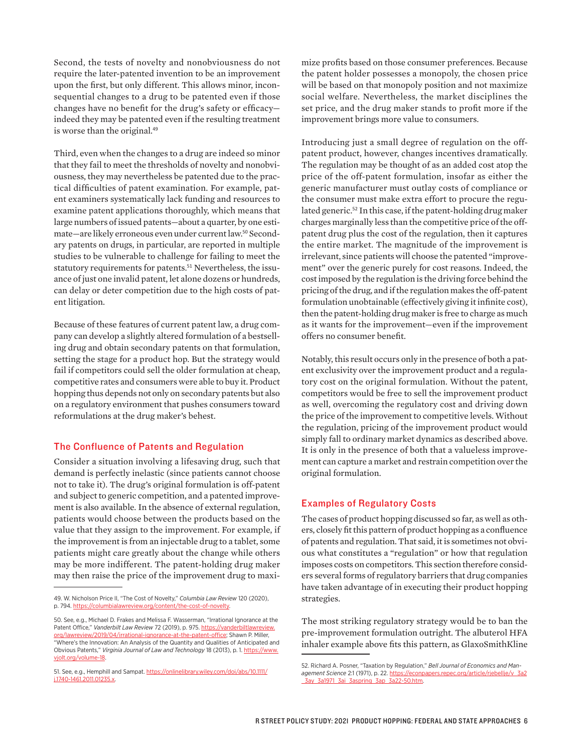Second, the tests of novelty and nonobviousness do not require the later-patented invention to be an improvement upon the first, but only different. This allows minor, inconsequential changes to a drug to be patented even if those changes have no benefit for the drug's safety or efficacy—indeed they may be patented even if the resulting treatment is worse than the original.[49]

Third, even when the changes to a drug are indeed so minor that they fail to meet the thresholds of novelty and nonobviousness, they may nevertheless be patented due to the practical difficulties of patent examination. For example, patent examiners systematically lack funding and resources to examine patent applications thoroughly, which means that large numbers of issued patents—about a quarter, by one estimate—are likely erroneous even under current law.[50] Secondary patents on drugs, in particular, are reported in multiple studies to be vulnerable to challenge for failing to meet the statutory requirements for patents.[51] Nevertheless, the issuance of just one invalid patent, let alone dozens or hundreds, can delay or deter competition due to the high costs of patent litigation.

Because of these features of current patent law, a drug company can develop a slightly altered formulation of a bestselling drug and obtain secondary patents on that formulation, setting the stage for a product hop. But the strategy would fail if competitors could sell the older formulation at cheap, competitive rates and consumers were able to buy it. Product hopping thus depends not only on secondary patents but also on a regulatory environment that pushes consumers toward reformulations at the drug maker's behest.

## The Confluence of Patents and Regulation

Consider a situation involving a lifesaving drug, such that demand is perfectly inelastic (since patients cannot choose not to take it). The drug's original formulation is off-patent and subject to generic competition, and a patented improvement is also available. In the absence of external regulation, patients would choose between the products based on the value that they assign to the improvement. For example, if the improvement is from an injectable drug to a tablet, some patients might care greatly about the change while others may be more indifferent. The patent-holding drug maker may then raise the price of the improvement drug to maximize profits based on those consumer preferences. Because the patent holder possesses a monopoly, the chosen price will be based on that monopoly position and not maximize social welfare. Nevertheless, the market disciplines the set price, and the drug maker stands to profit more if the improvement brings more value to consumers.

Introducing just a small degree of regulation on the off-patent product, however, changes incentives dramatically. The regulation may be thought of as an added cost atop the price of the off-patent formulation, insofar as either the generic manufacturer must outlay costs of compliance or the consumer must make extra effort to procure the regulated generic.[52] In this case, if the patent-holding drug maker charges marginally less than the competitive price of the off-patent drug plus the cost of the regulation, then it captures the entire market. The magnitude of the improvement is irrelevant, since patients will choose the patented "improvement" over the generic purely for cost reasons. Indeed, the cost imposed by the regulation is the driving force behind the pricing of the drug, and if the regulation makes the off-patent formulation unobtainable (effectively giving it infinite cost), then the patent-holding drug maker is free to charge as much as it wants for the improvement—even if the improvement offers no consumer benefit.

Notably, this result occurs only in the presence of both a patent exclusivity over the improvement product and a regulatory cost on the original formulation. Without the patent, competitors would be free to sell the improvement product as well, overcoming the regulatory cost and driving down the price of the improvement to competitive levels. Without the regulation, pricing of the improvement product would simply fall to ordinary market dynamics as described above. It is only in the presence of both that a valueless improvement can capture a market and restrain competition over the original formulation.

## Examples of Regulatory Costs

The cases of product hopping discussed so far, as well as others, closely fit this pattern of product hopping as a confluence of patents and regulation. That said, it is sometimes not obvious what constitutes a "regulation" or how that regulation imposes costs on competitors. This section therefore considers several forms of regulatory barriers that drug companies have taken advantage of in executing their product hopping strategies.

The most striking regulatory strategy would be to ban the pre-improvement formulation outright. The albuterol HFA inhaler example above fits this pattern, as GlaxoSmithKline

---

49. W. Nicholson Price II, "The Cost of Novelty," *Columbia Law Review* 120 (2020), p. 794. https://columbialawreview.org/content/the-cost-of-novelty.

50. See, e.g., Michael D. Frakes and Melissa F. Wasserman, "Irrational Ignorance at the Patent Office," *Vanderbilt Law Review* 72 (2019), p. 975. https://vanderbiltlawreview.org/lawreview/2019/04/irrational-ignorance-at-the-patent-office; Shawn P. Miller, "Where's the Innovation: An Analysis of the Quantity and Qualities of Anticipated and Obvious Patents," *Virginia Journal of Law and Technology* 18 (2013), p. 1. https://www.vjolt.org/volume-18.

51. See, e.g., Hemphill and Sampat. https://onlinelibrary.wiley.com/doi/abs/10.1111/j.1740-1461.2011.01235.x.

52. Richard A. Posner, "Taxation by Regulation," *Bell Journal of Economics and Management Science* 2:1 (1971), p. 22. https://econpapers.repec.org/article/rjebellje/v_3a2_3ay_3a1971_3ai_3aspring_3ap_3a22-50.htm.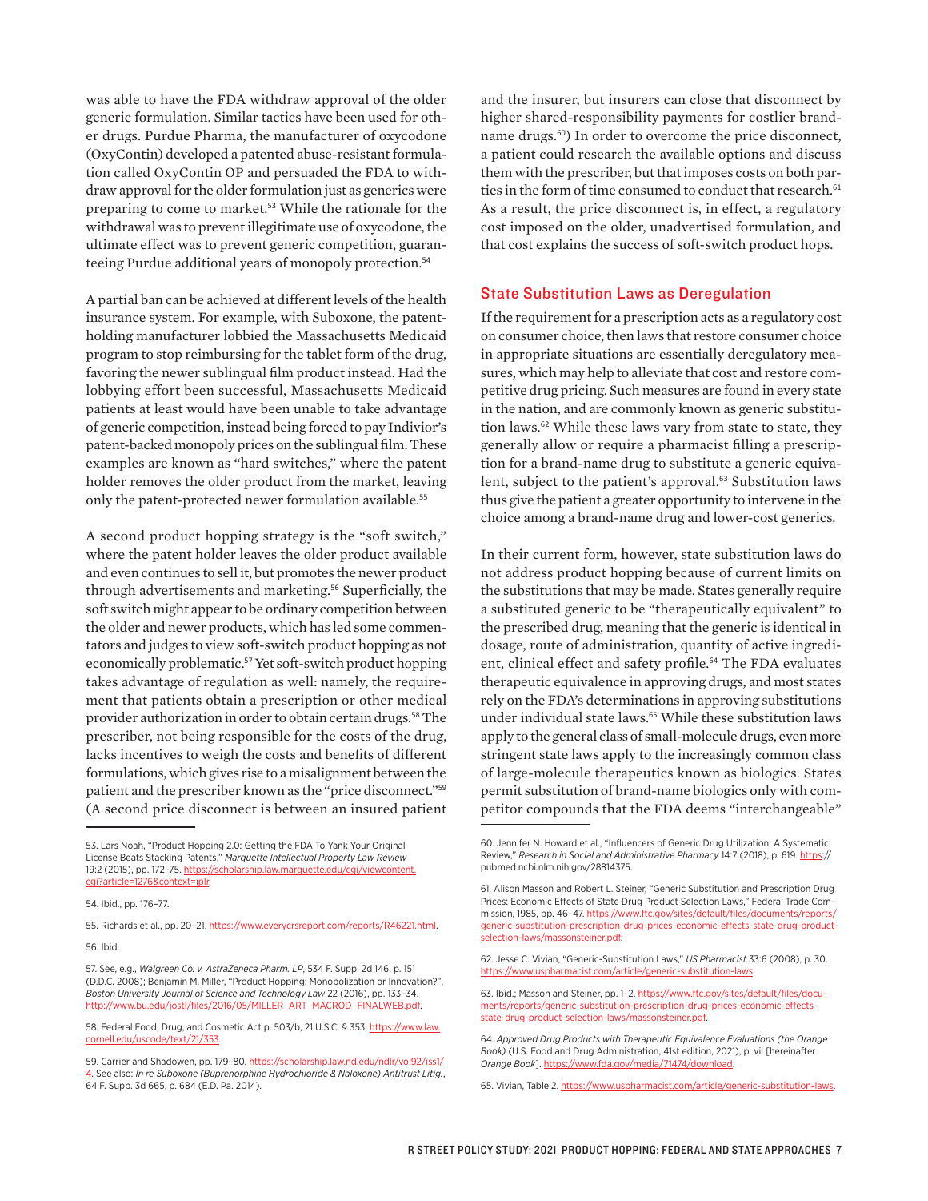was able to have the FDA withdraw approval of the older generic formulation. Similar tactics have been used for other drugs. Purdue Pharma, the manufacturer of oxycodone (OxyContin) developed a patented abuse-resistant formulation called OxyContin OP and persuaded the FDA to withdraw approval for the older formulation just as generics were preparing to come to market.[53] While the rationale for the withdrawal was to prevent illegitimate use of oxycodone, the ultimate effect was to prevent generic competition, guaranteeing Purdue additional years of monopoly protection.[54]

A partial ban can be achieved at different levels of the health insurance system. For example, with Suboxone, the patent-holding manufacturer lobbied the Massachusetts Medicaid program to stop reimbursing for the tablet form of the drug, favoring the newer sublingual film product instead. Had the lobbying effort been successful, Massachusetts Medicaid patients at least would have been unable to take advantage of generic competition, instead being forced to pay Indivior's patent-backed monopoly prices on the sublingual film. These examples are known as "hard switches," where the patent holder removes the older product from the market, leaving only the patent-protected newer formulation available.[55]

A second product hopping strategy is the "soft switch," where the patent holder leaves the older product available and even continues to sell it, but promotes the newer product through advertisements and marketing.[56] Superficially, the soft switch might appear to be ordinary competition between the older and newer products, which has led some commentators and judges to view soft-switch product hopping as not economically problematic.[57] Yet soft-switch product hopping takes advantage of regulation as well: namely, the requirement that patients obtain a prescription or other medical provider authorization in order to obtain certain drugs.[58] The prescriber, not being responsible for the costs of the drug, lacks incentives to weigh the costs and benefits of different formulations, which gives rise to a misalignment between the patient and the prescriber known as the "price disconnect."[59] (A second price disconnect is between an insured patient and the insurer, but insurers can close that disconnect by higher shared-responsibility payments for costlier brand-name drugs.[60]) In order to overcome the price disconnect, a patient could research the available options and discuss them with the prescriber, but that imposes costs on both parties in the form of time consumed to conduct that research.[61] As a result, the price disconnect is, in effect, a regulatory cost imposed on the older, unadvertised formulation, and that cost explains the success of soft-switch product hops.

## State Substitution Laws as Deregulation

If the requirement for a prescription acts as a regulatory cost on consumer choice, then laws that restore consumer choice in appropriate situations are essentially deregulatory measures, which may help to alleviate that cost and restore competitive drug pricing. Such measures are found in every state in the nation, and are commonly known as generic substitution laws.[62] While these laws vary from state to state, they generally allow or require a pharmacist filling a prescription for a brand-name drug to substitute a generic equivalent, subject to the patient's approval.[63] Substitution laws thus give the patient a greater opportunity to intervene in the choice among a brand-name drug and lower-cost generics.

In their current form, however, state substitution laws do not address product hopping because of current limits on the substitutions that may be made. States generally require a substituted generic to be "therapeutically equivalent" to the prescribed drug, meaning that the generic is identical in dosage, route of administration, quantity of active ingredient, clinical effect and safety profile.[64] The FDA evaluates therapeutic equivalence in approving drugs, and most states rely on the FDA's determinations in approving substitutions under individual state laws.[65] While these substitution laws apply to the general class of small-molecule drugs, even more stringent state laws apply to the increasingly common class of large-molecule therapeutics known as biologics. States permit substitution of brand-name biologics only with competitor compounds that the FDA deems "interchangeable"

---

53. Lars Noah, "Product Hopping 2.0: Getting the FDA To Yank Your Original License Beats Stacking Patents," *Marquette Intellectual Property Law Review* 19:2 (2015), pp. 172–75. https://scholarship.law.marquette.edu/cgi/viewcontent.cgi?article=1276&context=iplr.

54. Ibid., pp. 176–77.

55. Richards et al., pp. 20–21. https://www.everycrsreport.com/reports/R46221.html.

56. Ibid.

57. See, e.g., *Walgreen Co. v. AstraZeneca Pharm. LP*, 534 F. Supp. 2d 146, p. 151 (D.D.C. 2008); Benjamin M. Miller, "Product Hopping: Monopolization or Innovation?", *Boston University Journal of Science and Technology Law* 22 (2016), pp. 133–34. http://www.bu.edu/jostl/files/2016/05/MILLER_ART_MACROD_FINALWEB.pdf.

58. Federal Food, Drug, and Cosmetic Act p. 503/b, 21 U.S.C. § 353, https://www.law.cornell.edu/uscode/text/21/353.

59. Carrier and Shadowen, pp. 179–80. https://scholarship.law.nd.edu/ndlr/vol92/iss1/4. See also: *In re Suboxone (Buprenorphine Hydrochloride & Naloxone) Antitrust Litig.*, 64 F. Supp. 3d 665, p. 684 (E.D. Pa. 2014).

60. Jennifer N. Howard et al., "Influencers of Generic Drug Utilization: A Systematic Review," *Research in Social and Administrative Pharmacy* 14:7 (2018), p. 619. https://pubmed.ncbi.nlm.nih.gov/28814375.

61. Alison Masson and Robert L. Steiner, "Generic Substitution and Prescription Drug Prices: Economic Effects of State Drug Product Selection Laws," Federal Trade Commission, 1985, pp. 46–47. https://www.ftc.gov/sites/default/files/documents/reports/generic-substitution-prescription-drug-prices-economic-effects-state-drug-product-selection-laws/massonsteiner.pdf.

62. Jesse C. Vivian, "Generic-Substitution Laws," *US Pharmacist* 33:6 (2008), p. 30. https://www.uspharmacist.com/article/generic-substitution-laws.

63. Ibid.; Masson and Steiner, pp. 1–2. https://www.ftc.gov/sites/default/files/documents/reports/generic-substitution-prescription-drug-prices-economic-effects-state-drug-product-selection-laws/massonsteiner.pdf.

64. *Approved Drug Products with Therapeutic Equivalence Evaluations (the Orange Book)* (U.S. Food and Drug Administration, 41st edition, 2021), p. vii [hereinafter *Orange Book*]. https://www.fda.gov/media/71474/download.

65. Vivian, Table 2. https://www.uspharmacist.com/article/generic-substitution-laws.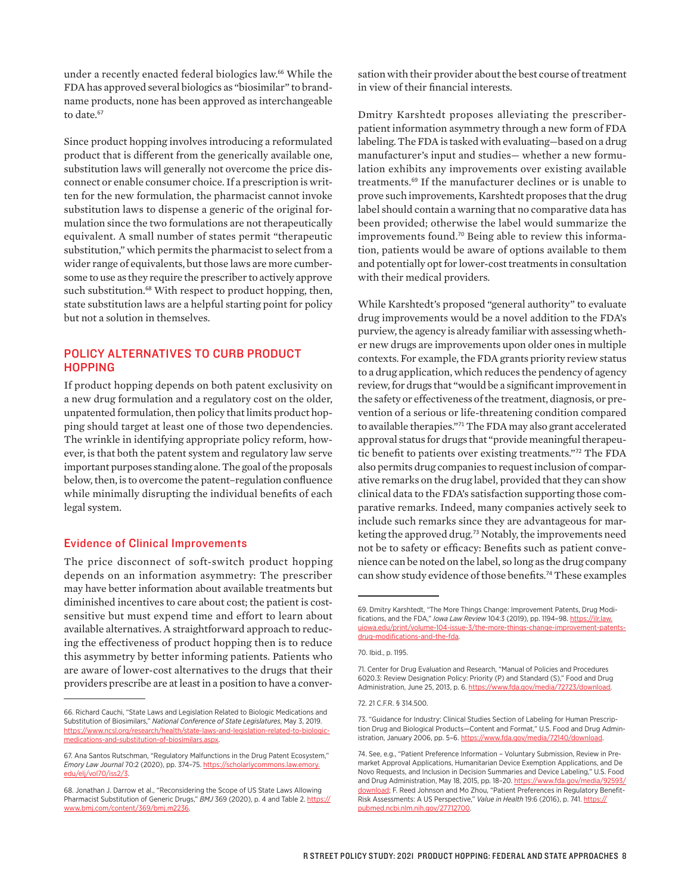under a recently enacted federal biologics law.[66] While the FDA has approved several biologics as "biosimilar" to brand-name products, none has been approved as interchangeable to date.[67]

Since product hopping involves introducing a reformulated product that is different from the generically available one, substitution laws will generally not overcome the price disconnect or enable consumer choice. If a prescription is written for the new formulation, the pharmacist cannot invoke substitution laws to dispense a generic of the original formulation since the two formulations are not therapeutically equivalent. A small number of states permit "therapeutic substitution," which permits the pharmacist to select from a wider range of equivalents, but those laws are more cumbersome to use as they require the prescriber to actively approve such substitution.[68] With respect to product hopping, then, state substitution laws are a helpful starting point for policy but not a solution in themselves.

## POLICY ALTERNATIVES TO CURB PRODUCT HOPPING

If product hopping depends on both patent exclusivity on a new drug formulation and a regulatory cost on the older, unpatented formulation, then policy that limits product hopping should target at least one of those two dependencies. The wrinkle in identifying appropriate policy reform, however, is that both the patent system and regulatory law serve important purposes standing alone. The goal of the proposals below, then, is to overcome the patent–regulation confluence while minimally disrupting the individual benefits of each legal system.

### Evidence of Clinical Improvements

The price disconnect of soft-switch product hopping depends on an information asymmetry: The prescriber may have better information about available treatments but diminished incentives to care about cost; the patient is cost-sensitive but must expend time and effort to learn about available alternatives. A straightforward approach to reducing the effectiveness of product hopping then is to reduce this asymmetry by better informing patients. Patients who are aware of lower-cost alternatives to the drugs that their providers prescribe are at least in a position to have a conversation with their provider about the best course of treatment in view of their financial interests.

Dmitry Karshtedt proposes alleviating the prescriber-patient information asymmetry through a new form of FDA labeling. The FDA is tasked with evaluating—based on a drug manufacturer's input and studies— whether a new formulation exhibits any improvements over existing available treatments.[69] If the manufacturer declines or is unable to prove such improvements, Karshtedt proposes that the drug label should contain a warning that no comparative data has been provided; otherwise the label would summarize the improvements found.[70] Being able to review this information, patients would be aware of options available to them and potentially opt for lower-cost treatments in consultation with their medical providers.

While Karshtedt's proposed "general authority" to evaluate drug improvements would be a novel addition to the FDA's purview, the agency is already familiar with assessing whether new drugs are improvements upon older ones in multiple contexts. For example, the FDA grants priority review status to a drug application, which reduces the pendency of agency review, for drugs that "would be a significant improvement in the safety or effectiveness of the treatment, diagnosis, or prevention of a serious or life-threatening condition compared to available therapies."[71] The FDA may also grant accelerated approval status for drugs that "provide meaningful therapeutic benefit to patients over existing treatments."[72] The FDA also permits drug companies to request inclusion of comparative remarks on the drug label, provided that they can show clinical data to the FDA's satisfaction supporting those comparative remarks. Indeed, many companies actively seek to include such remarks since they are advantageous for marketing the approved drug.[73] Notably, the improvements need not be to safety or efficacy: Benefits such as patient convenience can be noted on the label, so long as the drug company can show study evidence of those benefits.[74] These examples

---

66. Richard Cauchi, "State Laws and Legislation Related to Biologic Medications and Substitution of Biosimilars," *National Conference of State Legislatures*, May 3, 2019. https://www.ncsl.org/research/health/state-laws-and-legislation-related-to-biologic-medications-and-substitution-of-biosimilars.aspx.

67. Ana Santos Rutschman, "Regulatory Malfunctions in the Drug Patent Ecosystem," *Emory Law Journal* 70:2 (2020), pp. 374–75. https://scholarlycommons.law.emory.edu/elj/vol70/iss2/3.

68. Jonathan J. Darrow et al., "Reconsidering the Scope of US State Laws Allowing Pharmacist Substitution of Generic Drugs," *BMJ* 369 (2020), p. 4 and Table 2. https://www.bmj.com/content/369/bmj.m2236.

69. Dmitry Karshtedt, "The More Things Change: Improvement Patents, Drug Modifications, and the FDA," *Iowa Law Review* 104:3 (2019), pp. 1194–98. https://ilr.law.uiowa.edu/print/volume-104-issue-3/the-more-things-change-improvement-patents-drug-modifications-and-the-fda.

70. Ibid., p. 1195.

71. Center for Drug Evaluation and Research, "Manual of Policies and Procedures 6020.3: Review Designation Policy: Priority (P) and Standard (S)," Food and Drug Administration, June 25, 2013, p. 6. https://www.fda.gov/media/72723/download.

72. 21 C.F.R. § 314.500.

73. "Guidance for Industry: Clinical Studies Section of Labeling for Human Prescription Drug and Biological Products—Content and Format," U.S. Food and Drug Administration, January 2006, pp. 5–6. https://www.fda.gov/media/72140/download.

74. See, e.g., "Patient Preference Information – Voluntary Submission, Review in Premarket Approval Applications, Humanitarian Device Exemption Applications, and De Novo Requests, and Inclusion in Decision Summaries and Device Labeling," U.S. Food and Drug Administration, May 18, 2015, pp. 18–20. https://www.fda.gov/media/92593/download; F. Reed Johnson and Mo Zhou, "Patient Preferences in Regulatory Benefit-Risk Assessments: A US Perspective," *Value in Health* 19:6 (2016), p. 741. https://pubmed.ncbi.nlm.nih.gov/27712700.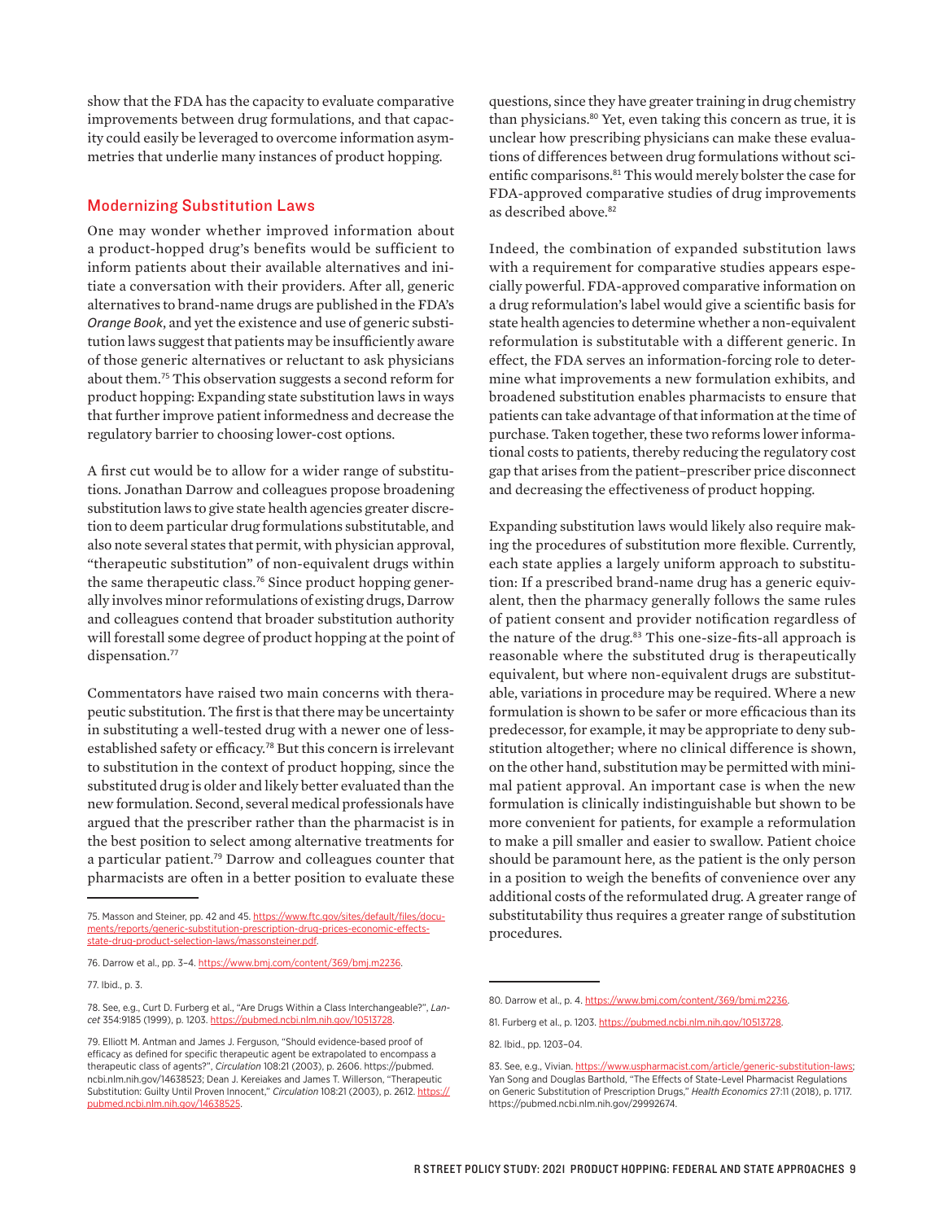show that the FDA has the capacity to evaluate comparative improvements between drug formulations, and that capacity could easily be leveraged to overcome information asymmetries that underlie many instances of product hopping.

## Modernizing Substitution Laws

One may wonder whether improved information about a product-hopped drug's benefits would be sufficient to inform patients about their available alternatives and initiate a conversation with their providers. After all, generic alternatives to brand-name drugs are published in the FDA's *Orange Book*, and yet the existence and use of generic substitution laws suggest that patients may be insufficiently aware of those generic alternatives or reluctant to ask physicians about them.[75] This observation suggests a second reform for product hopping: Expanding state substitution laws in ways that further improve patient informedness and decrease the regulatory barrier to choosing lower-cost options.

A first cut would be to allow for a wider range of substitutions. Jonathan Darrow and colleagues propose broadening substitution laws to give state health agencies greater discretion to deem particular drug formulations substitutable, and also note several states that permit, with physician approval, "therapeutic substitution" of non-equivalent drugs within the same therapeutic class.[76] Since product hopping generally involves minor reformulations of existing drugs, Darrow and colleagues contend that broader substitution authority will forestall some degree of product hopping at the point of dispensation.[77]

Commentators have raised two main concerns with therapeutic substitution. The first is that there may be uncertainty in substituting a well-tested drug with a newer one of less-established safety or efficacy.[78] But this concern is irrelevant to substitution in the context of product hopping, since the substituted drug is older and likely better evaluated than the new formulation. Second, several medical professionals have argued that the prescriber rather than the pharmacist is in the best position to select among alternative treatments for a particular patient.[79] Darrow and colleagues counter that pharmacists are often in a better position to evaluate these questions, since they have greater training in drug chemistry than physicians.[80] Yet, even taking this concern as true, it is unclear how prescribing physicians can make these evaluations of differences between drug formulations without scientific comparisons.[81] This would merely bolster the case for FDA-approved comparative studies of drug improvements as described above.[82]

Indeed, the combination of expanded substitution laws with a requirement for comparative studies appears especially powerful. FDA-approved comparative information on a drug reformulation's label would give a scientific basis for state health agencies to determine whether a non-equivalent reformulation is substitutable with a different generic. In effect, the FDA serves an information-forcing role to determine what improvements a new formulation exhibits, and broadened substitution enables pharmacists to ensure that patients can take advantage of that information at the time of purchase. Taken together, these two reforms lower informational costs to patients, thereby reducing the regulatory cost gap that arises from the patient–prescriber price disconnect and decreasing the effectiveness of product hopping.

Expanding substitution laws would likely also require making the procedures of substitution more flexible. Currently, each state applies a largely uniform approach to substitution: If a prescribed brand-name drug has a generic equivalent, then the pharmacy generally follows the same rules of patient consent and provider notification regardless of the nature of the drug.[83] This one-size-fits-all approach is reasonable where the substituted drug is therapeutically equivalent, but where non-equivalent drugs are substitutable, variations in procedure may be required. Where a new formulation is shown to be safer or more efficacious than its predecessor, for example, it may be appropriate to deny substitution altogether; where no clinical difference is shown, on the other hand, substitution may be permitted with minimal patient approval. An important case is when the new formulation is clinically indistinguishable but shown to be more convenient for patients, for example a reformulation to make a pill smaller and easier to swallow. Patient choice should be paramount here, as the patient is the only person in a position to weigh the benefits of convenience over any additional costs of the reformulated drug. A greater range of substitutability thus requires a greater range of substitution procedures.

---

75. Masson and Steiner, pp. 42 and 45. https://www.ftc.gov/sites/default/files/documents/reports/generic-substitution-prescription-drug-prices-economic-effects-state-drug-product-selection-laws/massonsteiner.pdf.

76. Darrow et al., pp. 3–4. https://www.bmj.com/content/369/bmj.m2236.

77. Ibid., p. 3.

78. See, e.g., Curt D. Furberg et al., "Are Drugs Within a Class Interchangeable?", *Lancet* 354:9185 (1999), p. 1203. https://pubmed.ncbi.nlm.nih.gov/10513728.

79. Elliott M. Antman and James J. Ferguson, "Should evidence-based proof of efficacy as defined for specific therapeutic agent be extrapolated to encompass a therapeutic class of agents?", *Circulation* 108:21 (2003), p. 2606. https://pubmed.ncbi.nlm.nih.gov/14638523; Dean J. Kereiakes and James T. Willerson, "Therapeutic Substitution: Guilty Until Proven Innocent," *Circulation* 108:21 (2003), p. 2612. https://pubmed.ncbi.nlm.nih.gov/14638525.

80. Darrow et al., p. 4. https://www.bmj.com/content/369/bmj.m2236.

81. Furberg et al., p. 1203. https://pubmed.ncbi.nlm.nih.gov/10513728.

82. Ibid., pp. 1203–04.

83. See, e.g., Vivian. https://www.uspharmacist.com/article/generic-substitution-laws; Yan Song and Douglas Barthold, "The Effects of State-Level Pharmacist Regulations on Generic Substitution of Prescription Drugs," *Health Economics* 27:11 (2018), p. 1717. https://pubmed.ncbi.nlm.nih.gov/29992674.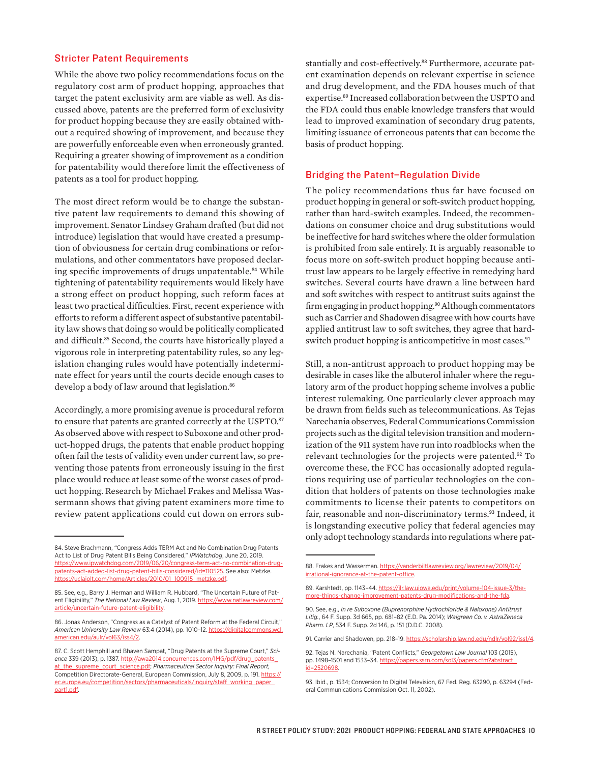## Stricter Patent Requirements

While the above two policy recommendations focus on the regulatory cost arm of product hopping, approaches that target the patent exclusivity arm are viable as well. As discussed above, patents are the preferred form of exclusivity for product hopping because they are easily obtained without a required showing of improvement, and because they are powerfully enforceable even when erroneously granted. Requiring a greater showing of improvement as a condition for patentability would therefore limit the effectiveness of patents as a tool for product hopping.

The most direct reform would be to change the substantive patent law requirements to demand this showing of improvement. Senator Lindsey Graham drafted (but did not introduce) legislation that would have created a presumption of obviousness for certain drug combinations or reformulations, and other commentators have proposed declaring specific improvements of drugs unpatentable.[84] While tightening of patentability requirements would likely have a strong effect on product hopping, such reform faces at least two practical difficulties. First, recent experience with efforts to reform a different aspect of substantive patentability law shows that doing so would be politically complicated and difficult.[85] Second, the courts have historically played a vigorous role in interpreting patentability rules, so any legislation changing rules would have potentially indeterminate effect for years until the courts decide enough cases to develop a body of law around that legislation.[86]

Accordingly, a more promising avenue is procedural reform to ensure that patents are granted correctly at the USPTO.[87] As observed above with respect to Suboxone and other product-hopped drugs, the patents that enable product hopping often fail the tests of validity even under current law, so preventing those patents from erroneously issuing in the first place would reduce at least some of the worst cases of product hopping. Research by Michael Frakes and Melissa Wassermann shows that giving patent examiners more time to review patent applications could cut down on errors substantially and cost-effectively.[88] Furthermore, accurate patent examination depends on relevant expertise in science and drug development, and the FDA houses much of that expertise.[89] Increased collaboration between the USPTO and the FDA could thus enable knowledge transfers that would lead to improved examination of secondary drug patents, limiting issuance of erroneous patents that can become the basis of product hopping.

## Bridging the Patent–Regulation Divide

The policy recommendations thus far have focused on product hopping in general or soft-switch product hopping, rather than hard-switch examples. Indeed, the recommendations on consumer choice and drug substitutions would be ineffective for hard switches where the older formulation is prohibited from sale entirely. It is arguably reasonable to focus more on soft-switch product hopping because antitrust law appears to be largely effective in remedying hard switches. Several courts have drawn a line between hard and soft switches with respect to antitrust suits against the firm engaging in product hopping.[90] Although commentators such as Carrier and Shadowen disagree with how courts have applied antitrust law to soft switches, they agree that hard-switch product hopping is anticompetitive in most cases.[91]

Still, a non-antitrust approach to product hopping may be desirable in cases like the albuterol inhaler where the regulatory arm of the product hopping scheme involves a public interest rulemaking. One particularly clever approach may be drawn from fields such as telecommunications. As Tejas Narechania observes, Federal Communications Commission projects such as the digital television transition and modernization of the 911 system have run into roadblocks when the relevant technologies for the projects were patented.[92] To overcome these, the FCC has occasionally adopted regulations requiring use of particular technologies on the condition that holders of patents on those technologies make commitments to license their patents to competitors on fair, reasonable and non-discriminatory terms.[93] Indeed, it is longstanding executive policy that federal agencies may only adopt technology standards into regulations where pat-

---

84. Steve Brachmann, "Congress Adds TERM Act and No Combination Drug Patents Act to List of Drug Patent Bills Being Considered," *IPWatchdog*, June 20, 2019. https://www.ipwatchdog.com/2019/06/20/congress-term-act-no-combination-drug-patents-act-added-list-drug-patent-bills-considered/id=110525. See also: Metzke. https://uclajolt.com/home/Articles/2010/01_100915_metzke.pdf.

85. See, e.g., Barry J. Herman and William R. Hubbard, "The Uncertain Future of Patent Eligibility," *The National Law Review*, Aug. 1, 2019. https://www.natlawreview.com/article/uncertain-future-patent-eligibility.

86. Jonas Anderson, "Congress as a Catalyst of Patent Reform at the Federal Circuit," *American University Law Review* 63:4 (2014), pp. 1010–12. https://digitalcommons.wcl.american.edu/aulr/vol63/iss4/2.

87. C. Scott Hemphill and Bhaven Sampat, "Drug Patents at the Supreme Court," *Science* 339 (2013), p. 1387. http://awa2014.concurrences.com/IMG/pdf/drug_patents_at_the_supreme_court_science.pdf; *Pharmaceutical Sector Inquiry: Final Report*, Competition Directorate-General, European Commission, July 8, 2009, p. 191. https://ec.europa.eu/competition/sectors/pharmaceuticals/inquiry/staff_working_paper_part1.pdf.

88. Frakes and Wasserman. https://vanderbiltlawreview.org/lawreview/2019/04/irrational-ignorance-at-the-patent-office.

89. Karshtedt, pp. 1143–44. https://ilr.law.uiowa.edu/print/volume-104-issue-3/the-more-things-change-improvement-patents-drug-modifications-and-the-fda.

90. See, e.g., *In re Suboxone (Buprenorphine Hydrochloride & Naloxone) Antitrust Litig.*, 64 F. Supp. 3d 665, pp. 681–82 (E.D. Pa. 2014); *Walgreen Co. v. AstraZeneca Pharm. LP*, 534 F. Supp. 2d 146, p. 151 (D.D.C. 2008).

91. Carrier and Shadowen, pp. 218–19. https://scholarship.law.nd.edu/ndlr/vol92/iss1/4.

92. Tejas N. Narechania, "Patent Conflicts," *Georgetown Law Journal* 103 (2015), pp. 1498–1501 and 1533–34. https://papers.ssrn.com/sol3/papers.cfm?abstract_id=2520698.

93. Ibid., p. 1534; Conversion to Digital Television, 67 Fed. Reg. 63290, p. 63294 (Federal Communications Commission Oct. 11, 2002).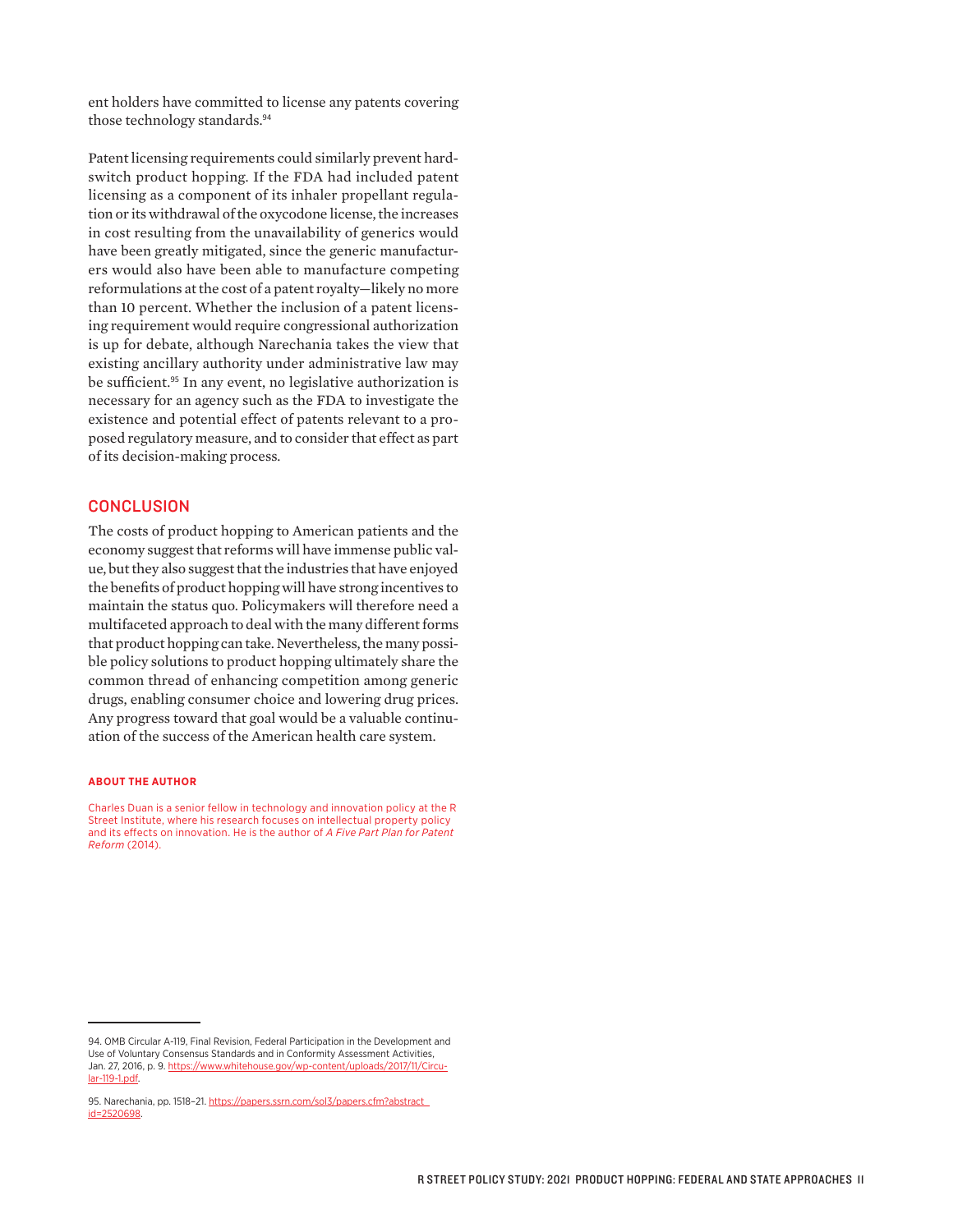ent holders have committed to license any patents covering those technology standards.[94]

Patent licensing requirements could similarly prevent hard-switch product hopping. If the FDA had included patent licensing as a component of its inhaler propellant regulation or its withdrawal of the oxycodone license, the increases in cost resulting from the unavailability of generics would have been greatly mitigated, since the generic manufacturers would also have been able to manufacture competing reformulations at the cost of a patent royalty—likely no more than 10 percent. Whether the inclusion of a patent licensing requirement would require congressional authorization is up for debate, although Narechania takes the view that existing ancillary authority under administrative law may be sufficient.[95] In any event, no legislative authorization is necessary for an agency such as the FDA to investigate the existence and potential effect of patents relevant to a proposed regulatory measure, and to consider that effect as part of its decision-making process.

## CONCLUSION

The costs of product hopping to American patients and the economy suggest that reforms will have immense public value, but they also suggest that the industries that have enjoyed the benefits of product hopping will have strong incentives to maintain the status quo. Policymakers will therefore need a multifaceted approach to deal with the many different forms that product hopping can take. Nevertheless, the many possible policy solutions to product hopping ultimately share the common thread of enhancing competition among generic drugs, enabling consumer choice and lowering drug prices. Any progress toward that goal would be a valuable continuation of the success of the American health care system.

**ABOUT THE AUTHOR**

Charles Duan is a senior fellow in technology and innovation policy at the R Street Institute, where his research focuses on intellectual property policy and its effects on innovation. He is the author of *A Five Part Plan for Patent Reform* (2014).

94. OMB Circular A-119, Final Revision, Federal Participation in the Development and Use of Voluntary Consensus Standards and in Conformity Assessment Activities, Jan. 27, 2016, p. 9. https://www.whitehouse.gov/wp-content/uploads/2017/11/Circular-119-1.pdf.

95. Narechania, pp. 1518–21. https://papers.ssrn.com/sol3/papers.cfm?abstract_id=2520698.